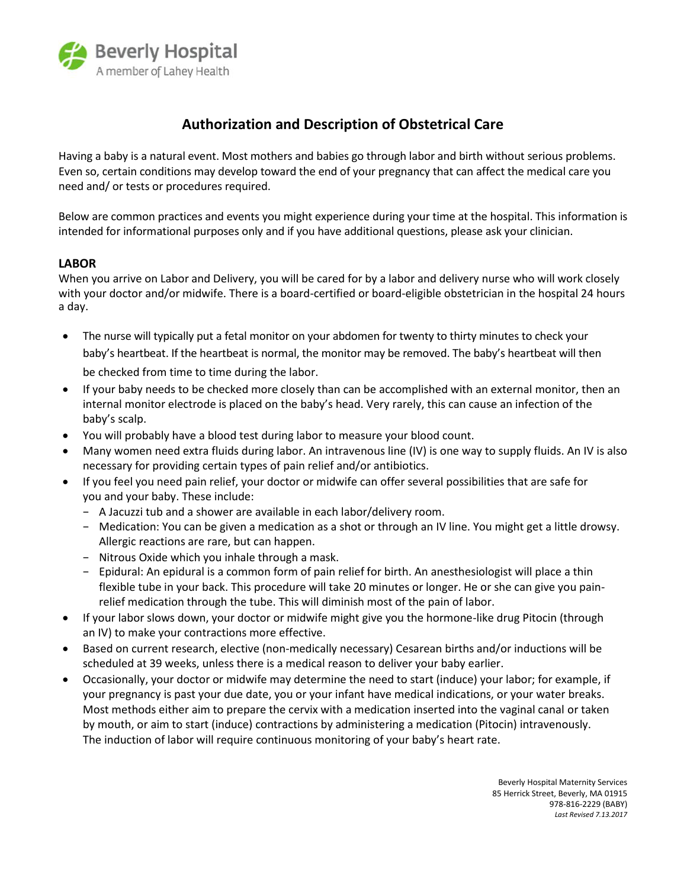# Authorization and Description of Obstetrical Care

Having a baby is a natural event. Most mothers and babies go through labor and birth without serious problems. Even so, certain conditions may develop toward the end of your pregnancy that can affect the medical care you need and/ or tests or procedures required.

Below are common practices and events you might experience during your time at the hospital. This information is intended for informational purposes only and if you have additional questions, please ask your clinician.

## LABOR

When you arrive on Labor and Delivery, you will be cared for by a labor and delivery nurse who will work closely with your doctor and/or midwife. There is a board-certified or board-eligible obstetrician in the hospital 24 hours a day.

- The nurse will typically put a fetal monitor on your abdomen for twenty to thirty minutes to check your baby's heartbeat. If the heartbeat is normal, the monitor may be removed. The baby's heartbeat will then be checked from time to time during the labor.
- If your baby needs to be checked more closely than can be accomplished with an external monitor, then an internal monitor electrode is placed on the baby's head. Very rarely, this can cause an infection of the baby's scalp.
- You will probably have a blood test during labor to measure your blood count.
- Many women need extra fluids during labor. An intravenous line (IV) is one way to supply fluids. An IV is also necessary for providing certain types of pain relief and/or antibiotics.
- If you feel you need pain relief, your doctor or midwife can offer several possibilities that are safe for you and your baby. These include:
  - A Jacuzzi tub and a shower are available in each labor/delivery room.
  - Medication: You can be given a medication as a shot or through an IV line. You might get a little drowsy. Allergic reactions are rare, but can happen.
  - Nitrous Oxide which you inhale through a mask.
  - Epidural: An epidural is a common form of pain relief for birth. An anesthesiologist will place a thin flexible tube in your back. This procedure will take 20 minutes or longer. He or she can give you pain-relief medication through the tube. This will diminish most of the pain of labor.
- If your labor slows down, your doctor or midwife might give you the hormone-like drug Pitocin (through an IV) to make your contractions more effective.
- Based on current research, elective (non-medically necessary) Cesarean births and/or inductions will be scheduled at 39 weeks, unless there is a medical reason to deliver your baby earlier.
- Occasionally, your doctor or midwife may determine the need to start (induce) your labor; for example, if your pregnancy is past your due date, you or your infant have medical indications, or your water breaks. Most methods either aim to prepare the cervix with a medication inserted into the vaginal canal or taken by mouth, or aim to start (induce) contractions by administering a medication (Pitocin) intravenously. The induction of labor will require continuous monitoring of your baby's heart rate.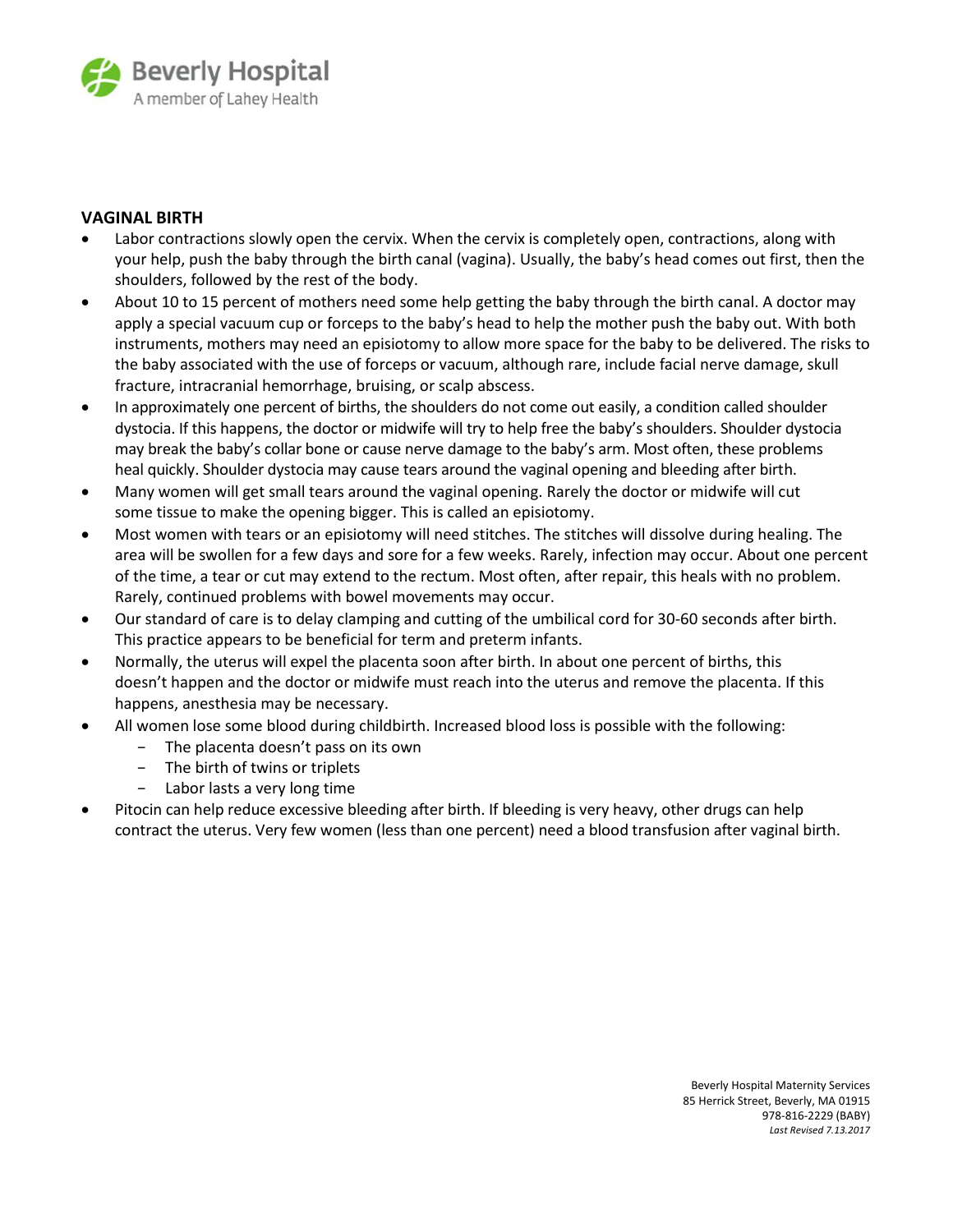## VAGINAL BIRTH

- Labor contractions slowly open the cervix. When the cervix is completely open, contractions, along with your help, push the baby through the birth canal (vagina). Usually, the baby's head comes out first, then the shoulders, followed by the rest of the body.
- About 10 to 15 percent of mothers need some help getting the baby through the birth canal. A doctor may apply a special vacuum cup or forceps to the baby's head to help the mother push the baby out. With both instruments, mothers may need an episiotomy to allow more space for the baby to be delivered. The risks to the baby associated with the use of forceps or vacuum, although rare, include facial nerve damage, skull fracture, intracranial hemorrhage, bruising, or scalp abscess.
- In approximately one percent of births, the shoulders do not come out easily, a condition called shoulder dystocia. If this happens, the doctor or midwife will try to help free the baby's shoulders. Shoulder dystocia may break the baby's collar bone or cause nerve damage to the baby's arm. Most often, these problems heal quickly. Shoulder dystocia may cause tears around the vaginal opening and bleeding after birth.
- Many women will get small tears around the vaginal opening. Rarely the doctor or midwife will cut some tissue to make the opening bigger. This is called an episiotomy.
- Most women with tears or an episiotomy will need stitches. The stitches will dissolve during healing. The area will be swollen for a few days and sore for a few weeks. Rarely, infection may occur. About one percent of the time, a tear or cut may extend to the rectum. Most often, after repair, this heals with no problem. Rarely, continued problems with bowel movements may occur.
- Our standard of care is to delay clamping and cutting of the umbilical cord for 30-60 seconds after birth. This practice appears to be beneficial for term and preterm infants.
- Normally, the uterus will expel the placenta soon after birth. In about one percent of births, this doesn't happen and the doctor or midwife must reach into the uterus and remove the placenta. If this happens, anesthesia may be necessary.
- All women lose some blood during childbirth. Increased blood loss is possible with the following:
  - The placenta doesn't pass on its own
  - The birth of twins or triplets
  - Labor lasts a very long time
- Pitocin can help reduce excessive bleeding after birth. If bleeding is very heavy, other drugs can help contract the uterus. Very few women (less than one percent) need a blood transfusion after vaginal birth.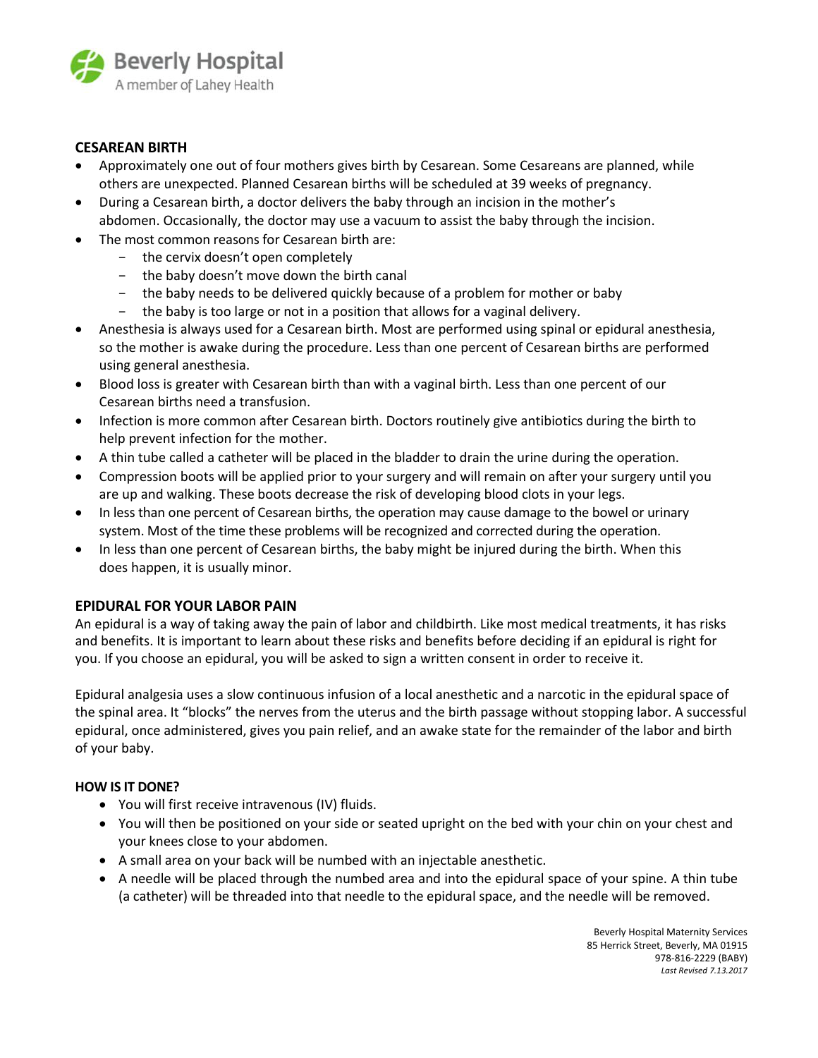## CESAREAN BIRTH

- Approximately one out of four mothers gives birth by Cesarean. Some Cesareans are planned, while others are unexpected. Planned Cesarean births will be scheduled at 39 weeks of pregnancy.
- During a Cesarean birth, a doctor delivers the baby through an incision in the mother's abdomen. Occasionally, the doctor may use a vacuum to assist the baby through the incision.
- The most common reasons for Cesarean birth are:
  - the cervix doesn't open completely
  - the baby doesn't move down the birth canal
  - the baby needs to be delivered quickly because of a problem for mother or baby
  - the baby is too large or not in a position that allows for a vaginal delivery.
- Anesthesia is always used for a Cesarean birth. Most are performed using spinal or epidural anesthesia, so the mother is awake during the procedure. Less than one percent of Cesarean births are performed using general anesthesia.
- Blood loss is greater with Cesarean birth than with a vaginal birth. Less than one percent of our Cesarean births need a transfusion.
- Infection is more common after Cesarean birth. Doctors routinely give antibiotics during the birth to help prevent infection for the mother.
- A thin tube called a catheter will be placed in the bladder to drain the urine during the operation.
- Compression boots will be applied prior to your surgery and will remain on after your surgery until you are up and walking. These boots decrease the risk of developing blood clots in your legs.
- In less than one percent of Cesarean births, the operation may cause damage to the bowel or urinary system. Most of the time these problems will be recognized and corrected during the operation.
- In less than one percent of Cesarean births, the baby might be injured during the birth. When this does happen, it is usually minor.

## EPIDURAL FOR YOUR LABOR PAIN

An epidural is a way of taking away the pain of labor and childbirth. Like most medical treatments, it has risks and benefits. It is important to learn about these risks and benefits before deciding if an epidural is right for you. If you choose an epidural, you will be asked to sign a written consent in order to receive it.

Epidural analgesia uses a slow continuous infusion of a local anesthetic and a narcotic in the epidural space of the spinal area. It "blocks" the nerves from the uterus and the birth passage without stopping labor. A successful epidural, once administered, gives you pain relief, and an awake state for the remainder of the labor and birth of your baby.

### HOW IS IT DONE?

- You will first receive intravenous (IV) fluids.
- You will then be positioned on your side or seated upright on the bed with your chin on your chest and your knees close to your abdomen.
- A small area on your back will be numbed with an injectable anesthetic.
- A needle will be placed through the numbed area and into the epidural space of your spine. A thin tube (a catheter) will be threaded into that needle to the epidural space, and the needle will be removed.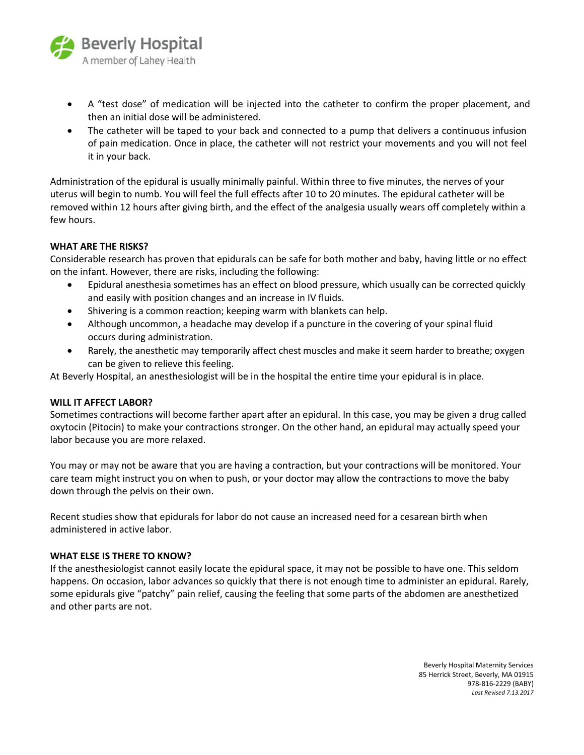- A "test dose" of medication will be injected into the catheter to confirm the proper placement, and then an initial dose will be administered.
- The catheter will be taped to your back and connected to a pump that delivers a continuous infusion of pain medication. Once in place, the catheter will not restrict your movements and you will not feel it in your back.

Administration of the epidural is usually minimally painful. Within three to five minutes, the nerves of your uterus will begin to numb. You will feel the full effects after 10 to 20 minutes. The epidural catheter will be removed within 12 hours after giving birth, and the effect of the analgesia usually wears off completely within a few hours.

**WHAT ARE THE RISKS?**

Considerable research has proven that epidurals can be safe for both mother and baby, having little or no effect on the infant. However, there are risks, including the following:

- Epidural anesthesia sometimes has an effect on blood pressure, which usually can be corrected quickly and easily with position changes and an increase in IV fluids.
- Shivering is a common reaction; keeping warm with blankets can help.
- Although uncommon, a headache may develop if a puncture in the covering of your spinal fluid occurs during administration.
- Rarely, the anesthetic may temporarily affect chest muscles and make it seem harder to breathe; oxygen can be given to relieve this feeling.

At Beverly Hospital, an anesthesiologist will be in the hospital the entire time your epidural is in place.

**WILL IT AFFECT LABOR?**

Sometimes contractions will become farther apart after an epidural. In this case, you may be given a drug called oxytocin (Pitocin) to make your contractions stronger. On the other hand, an epidural may actually speed your labor because you are more relaxed.

You may or may not be aware that you are having a contraction, but your contractions will be monitored. Your care team might instruct you on when to push, or your doctor may allow the contractions to move the baby down through the pelvis on their own.

Recent studies show that epidurals for labor do not cause an increased need for a cesarean birth when administered in active labor.

**WHAT ELSE IS THERE TO KNOW?**

If the anesthesiologist cannot easily locate the epidural space, it may not be possible to have one. This seldom happens. On occasion, labor advances so quickly that there is not enough time to administer an epidural. Rarely, some epidurals give "patchy" pain relief, causing the feeling that some parts of the abdomen are anesthetized and other parts are not.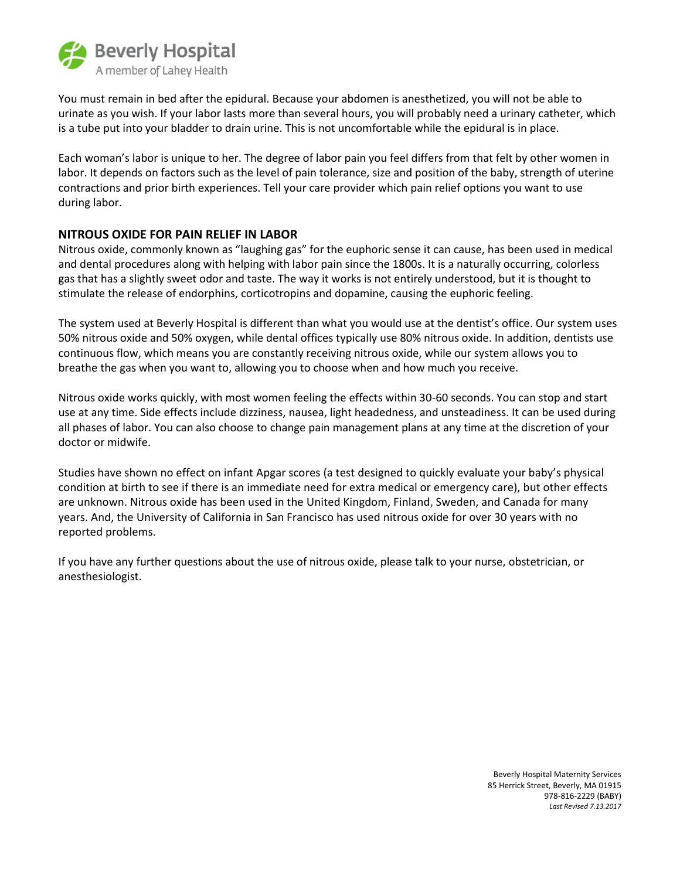You must remain in bed after the epidural. Because your abdomen is anesthetized, you will not be able to urinate as you wish. If your labor lasts more than several hours, you will probably need a urinary catheter, which is a tube put into your bladder to drain urine. This is not uncomfortable while the epidural is in place.

Each woman's labor is unique to her. The degree of labor pain you feel differs from that felt by other women in labor. It depends on factors such as the level of pain tolerance, size and position of the baby, strength of uterine contractions and prior birth experiences. Tell your care provider which pain relief options you want to use during labor.

**NITROUS OXIDE FOR PAIN RELIEF IN LABOR**

Nitrous oxide, commonly known as "laughing gas" for the euphoric sense it can cause, has been used in medical and dental procedures along with helping with labor pain since the 1800s. It is a naturally occurring, colorless gas that has a slightly sweet odor and taste. The way it works is not entirely understood, but it is thought to stimulate the release of endorphins, corticotropins and dopamine, causing the euphoric feeling.

The system used at Beverly Hospital is different than what you would use at the dentist's office. Our system uses 50% nitrous oxide and 50% oxygen, while dental offices typically use 80% nitrous oxide. In addition, dentists use continuous flow, which means you are constantly receiving nitrous oxide, while our system allows you to breathe the gas when you want to, allowing you to choose when and how much you receive.

Nitrous oxide works quickly, with most women feeling the effects within 30-60 seconds. You can stop and start use at any time. Side effects include dizziness, nausea, light headedness, and unsteadiness. It can be used during all phases of labor. You can also choose to change pain management plans at any time at the discretion of your doctor or midwife.

Studies have shown no effect on infant Apgar scores (a test designed to quickly evaluate your baby's physical condition at birth to see if there is an immediate need for extra medical or emergency care), but other effects are unknown. Nitrous oxide has been used in the United Kingdom, Finland, Sweden, and Canada for many years. And, the University of California in San Francisco has used nitrous oxide for over 30 years with no reported problems.

If you have any further questions about the use of nitrous oxide, please talk to your nurse, obstetrician, or anesthesiologist.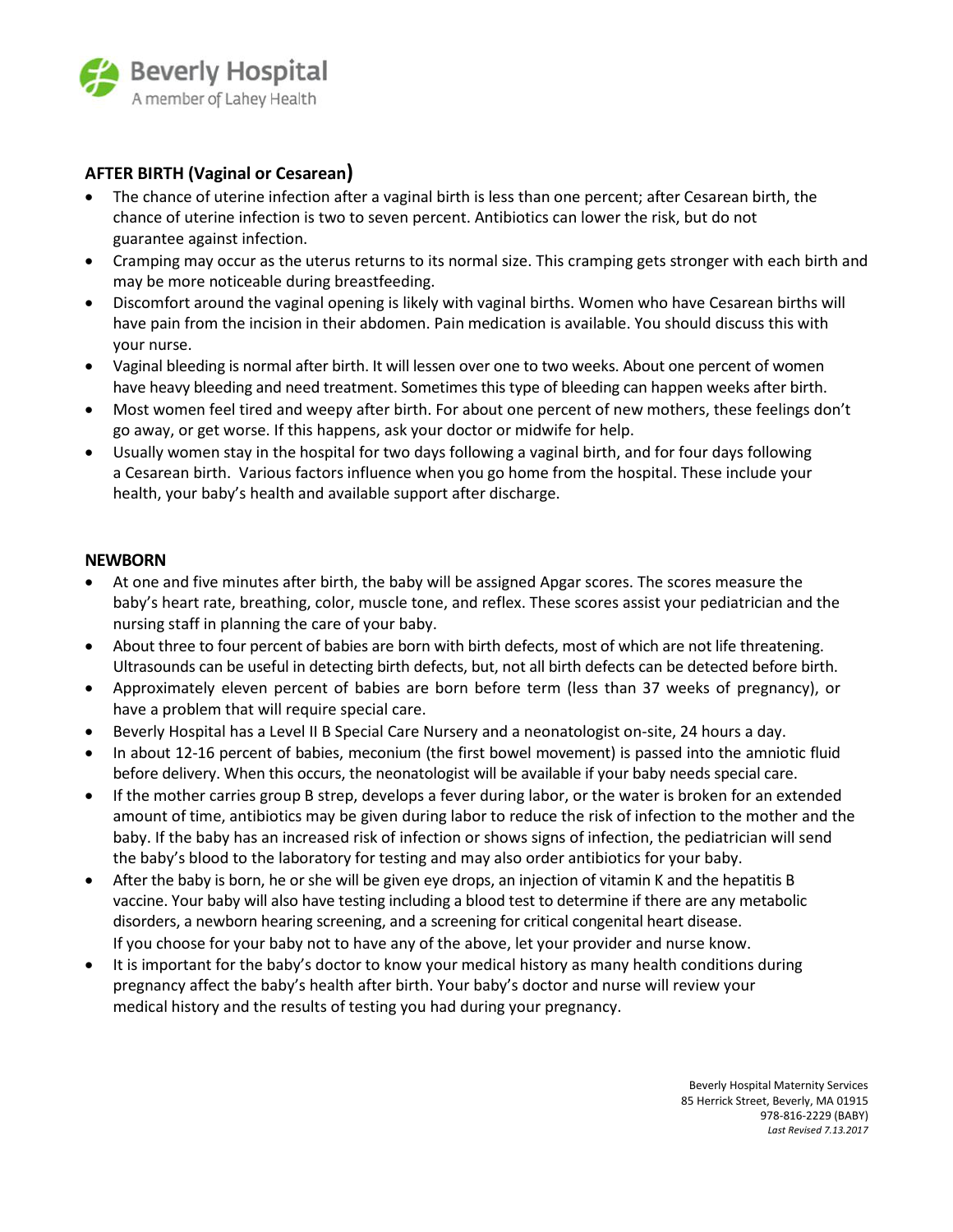## AFTER BIRTH (Vaginal or Cesarean)

- The chance of uterine infection after a vaginal birth is less than one percent; after Cesarean birth, the chance of uterine infection is two to seven percent. Antibiotics can lower the risk, but do not guarantee against infection.
- Cramping may occur as the uterus returns to its normal size. This cramping gets stronger with each birth and may be more noticeable during breastfeeding.
- Discomfort around the vaginal opening is likely with vaginal births. Women who have Cesarean births will have pain from the incision in their abdomen. Pain medication is available. You should discuss this with your nurse.
- Vaginal bleeding is normal after birth. It will lessen over one to two weeks. About one percent of women have heavy bleeding and need treatment. Sometimes this type of bleeding can happen weeks after birth.
- Most women feel tired and weepy after birth. For about one percent of new mothers, these feelings don't go away, or get worse. If this happens, ask your doctor or midwife for help.
- Usually women stay in the hospital for two days following a vaginal birth, and for four days following a Cesarean birth. Various factors influence when you go home from the hospital. These include your health, your baby's health and available support after discharge.

## NEWBORN

- At one and five minutes after birth, the baby will be assigned Apgar scores. The scores measure the baby's heart rate, breathing, color, muscle tone, and reflex. These scores assist your pediatrician and the nursing staff in planning the care of your baby.
- About three to four percent of babies are born with birth defects, most of which are not life threatening. Ultrasounds can be useful in detecting birth defects, but, not all birth defects can be detected before birth.
- Approximately eleven percent of babies are born before term (less than 37 weeks of pregnancy), or have a problem that will require special care.
- Beverly Hospital has a Level II B Special Care Nursery and a neonatologist on-site, 24 hours a day.
- In about 12-16 percent of babies, meconium (the first bowel movement) is passed into the amniotic fluid before delivery. When this occurs, the neonatologist will be available if your baby needs special care.
- If the mother carries group B strep, develops a fever during labor, or the water is broken for an extended amount of time, antibiotics may be given during labor to reduce the risk of infection to the mother and the baby. If the baby has an increased risk of infection or shows signs of infection, the pediatrician will send the baby's blood to the laboratory for testing and may also order antibiotics for your baby.
- After the baby is born, he or she will be given eye drops, an injection of vitamin K and the hepatitis B vaccine. Your baby will also have testing including a blood test to determine if there are any metabolic disorders, a newborn hearing screening, and a screening for critical congenital heart disease. If you choose for your baby not to have any of the above, let your provider and nurse know.
- It is important for the baby's doctor to know your medical history as many health conditions during pregnancy affect the baby's health after birth. Your baby's doctor and nurse will review your medical history and the results of testing you had during your pregnancy.

Beverly Hospital Maternity Services
85 Herrick Street, Beverly, MA 01915
978-816-2229 (BABY)
*Last Revised 7.13.2017*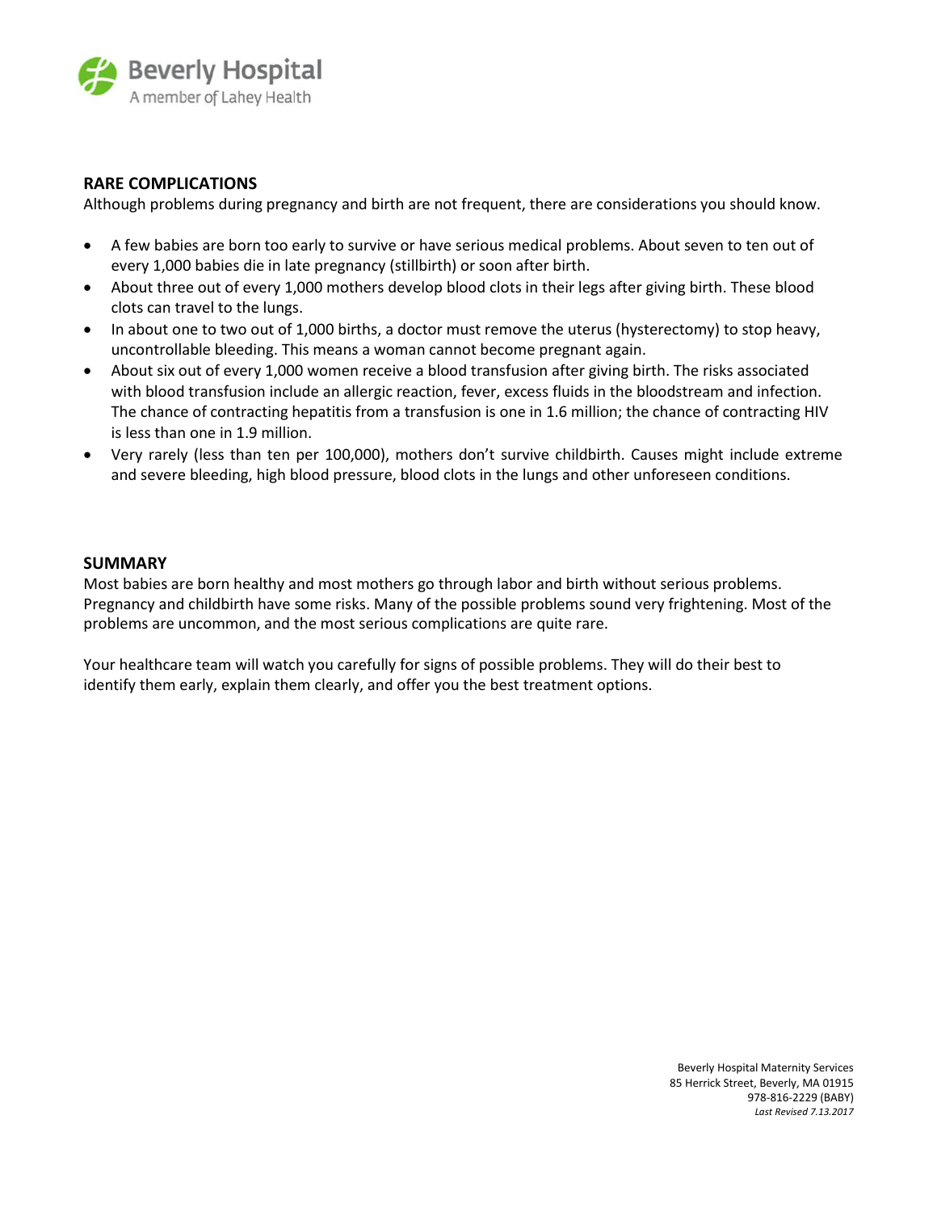## RARE COMPLICATIONS

Although problems during pregnancy and birth are not frequent, there are considerations you should know.

- A few babies are born too early to survive or have serious medical problems. About seven to ten out of every 1,000 babies die in late pregnancy (stillbirth) or soon after birth.
- About three out of every 1,000 mothers develop blood clots in their legs after giving birth. These blood clots can travel to the lungs.
- In about one to two out of 1,000 births, a doctor must remove the uterus (hysterectomy) to stop heavy, uncontrollable bleeding. This means a woman cannot become pregnant again.
- About six out of every 1,000 women receive a blood transfusion after giving birth. The risks associated with blood transfusion include an allergic reaction, fever, excess fluids in the bloodstream and infection. The chance of contracting hepatitis from a transfusion is one in 1.6 million; the chance of contracting HIV is less than one in 1.9 million.
- Very rarely (less than ten per 100,000), mothers don't survive childbirth. Causes might include extreme and severe bleeding, high blood pressure, blood clots in the lungs and other unforeseen conditions.

## SUMMARY

Most babies are born healthy and most mothers go through labor and birth without serious problems. Pregnancy and childbirth have some risks. Many of the possible problems sound very frightening. Most of the problems are uncommon, and the most serious complications are quite rare.

Your healthcare team will watch you carefully for signs of possible problems. They will do their best to identify them early, explain them clearly, and offer you the best treatment options.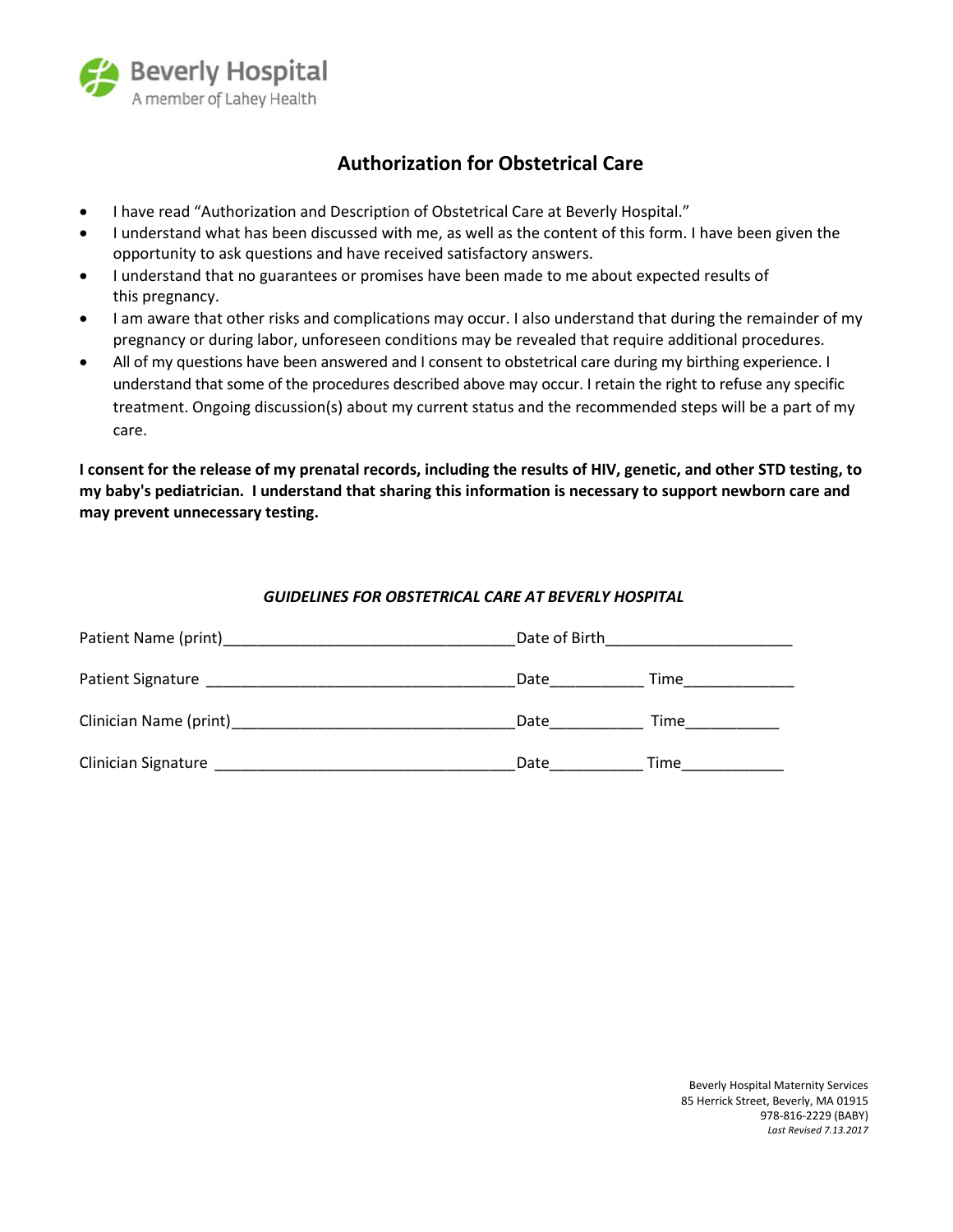Beverly Hospital
A member of Lahey Health

# Authorization for Obstetrical Care

- I have read "Authorization and Description of Obstetrical Care at Beverly Hospital."
- I understand what has been discussed with me, as well as the content of this form. I have been given the opportunity to ask questions and have received satisfactory answers.
- I understand that no guarantees or promises have been made to me about expected results of this pregnancy.
- I am aware that other risks and complications may occur. I also understand that during the remainder of my pregnancy or during labor, unforeseen conditions may be revealed that require additional procedures.
- All of my questions have been answered and I consent to obstetrical care during my birthing experience. I understand that some of the procedures described above may occur. I retain the right to refuse any specific treatment. Ongoing discussion(s) about my current status and the recommended steps will be a part of my care.

**I consent for the release of my prenatal records, including the results of HIV, genetic, and other STD testing, to my baby's pediatrician. I understand that sharing this information is necessary to support newborn care and may prevent unnecessary testing.**

### *GUIDELINES FOR OBSTETRICAL CARE AT BEVERLY HOSPITAL*

Patient Name (print)__________________________________ Date of Birth______________________

Patient Signature ____________________________________ Date___________ Time_____________

Clinician Name (print)_________________________________ Date___________ Time___________

Clinician Signature ___________________________________ Date___________ Time____________

Beverly Hospital Maternity Services
85 Herrick Street, Beverly, MA 01915
978-816-2229 (BABY)
*Last Revised 7.13.2017*